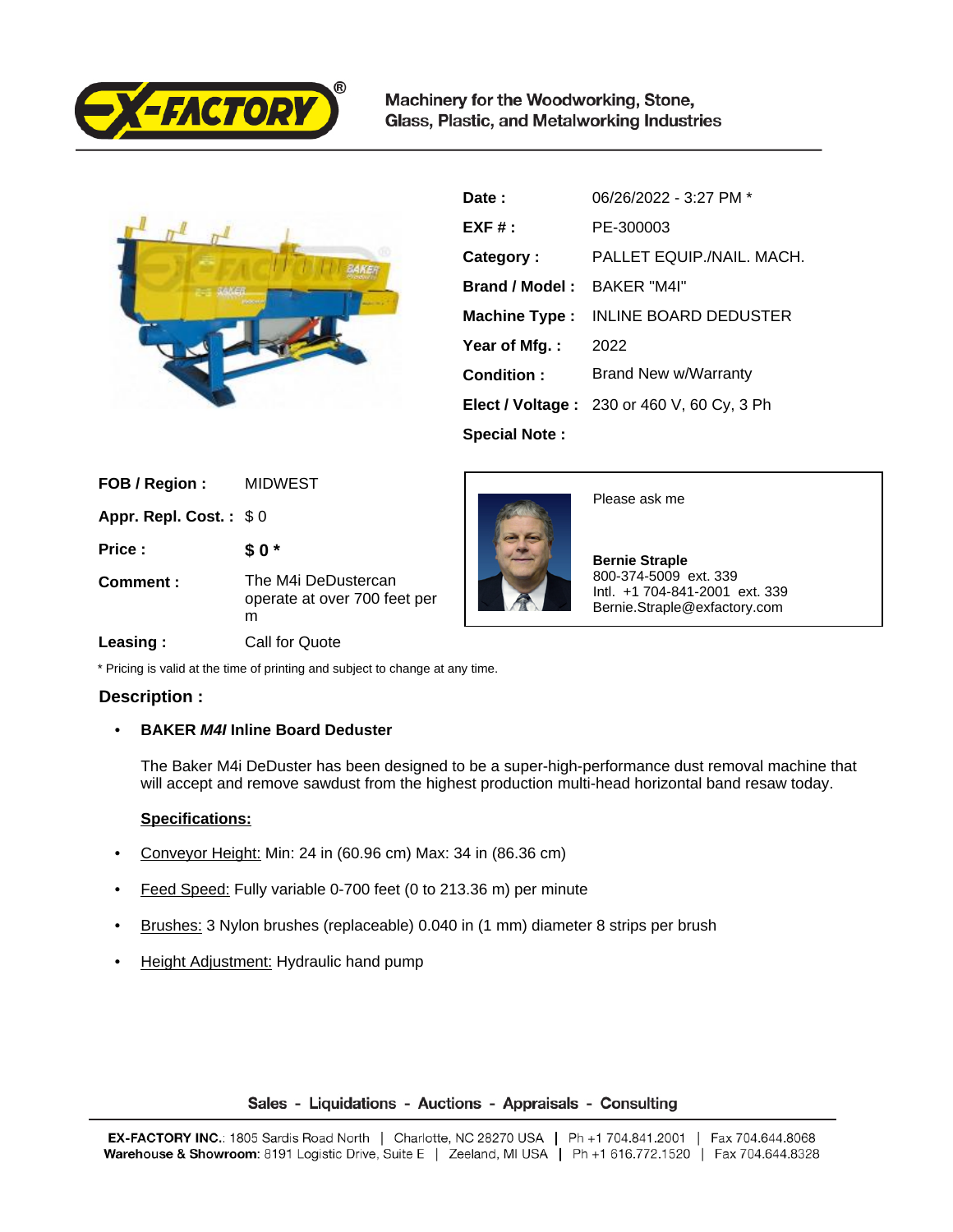Machinery for the Woodworking, Stone, Glass, Plastic, and Metalworking Industries

| | |
|---|---|
| **Date :** | 06/26/2022 - 3:27 PM * |
| **EXF # :** | PE-300003 |
| **Category :** | PALLET EQUIP./NAIL. MACH. |
| **Brand / Model :** | BAKER "M4I" |
| **Machine Type :** | INLINE BOARD DEDUSTER |
| **Year of Mfg. :** | 2022 |
| **Condition :** | Brand New w/Warranty |
| **Elect / Voltage :** | 230 or 460 V, 60 Cy, 3 Ph |
| **Special Note :** | |

| | |
|---|---|
| **FOB / Region :** | MIDWEST |
| **Appr. Repl. Cost. :** | $ 0 |
| **Price :** | **$ 0 *** |
| **Comment :** | The M4i DeDustercan operate at over 700 feet per m |
| **Leasing :** | Call for Quote |

Please ask me

**Bernie Straple**
800-374-5009 ext. 339
Intl. +1 704-841-2001 ext. 339
Bernie.Straple@exfactory.com

* Pricing is valid at the time of printing and subject to change at any time.

## Description :

- **BAKER *M4I* Inline Board Deduster**

The Baker M4i DeDuster has been designed to be a super-high-performance dust removal machine that will accept and remove sawdust from the highest production multi-head horizontal band resaw today.

**Specifications:**

- Conveyor Height: Min: 24 in (60.96 cm) Max: 34 in (86.36 cm)
- Feed Speed: Fully variable 0-700 feet (0 to 213.36 m) per minute
- Brushes: 3 Nylon brushes (replaceable) 0.040 in (1 mm) diameter 8 strips per brush
- Height Adjustment: Hydraulic hand pump

Sales - Liquidations - Auctions - Appraisals - Consulting

**EX-FACTORY INC.**: 1805 Sardis Road North | Charlotte, NC 28270 USA | Ph +1 704.841.2001 | Fax 704.644.8068
**Warehouse & Showroom**: 8191 Logistic Drive, Suite E | Zeeland, MI USA | Ph +1 616.772.1520 | Fax 704.644.8328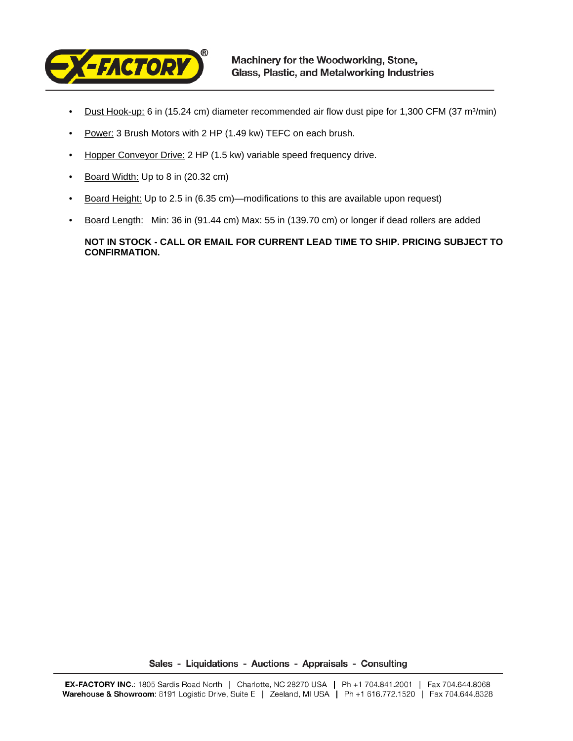- Dust Hook-up: 6 in (15.24 cm) diameter recommended air flow dust pipe for 1,300 CFM (37 $m^3$/min)
- Power: 3 Brush Motors with 2 HP (1.49 kw) TEFC on each brush.
- Hopper Conveyor Drive: 2 HP (1.5 kw) variable speed frequency drive.
- Board Width: Up to 8 in (20.32 cm)
- Board Height: Up to 2.5 in (6.35 cm)—modifications to this are available upon request)
- Board Length: Min: 36 in (91.44 cm) Max: 55 in (139.70 cm) or longer if dead rollers are added

**NOT IN STOCK - CALL OR EMAIL FOR CURRENT LEAD TIME TO SHIP. PRICING SUBJECT TO CONFIRMATION.**